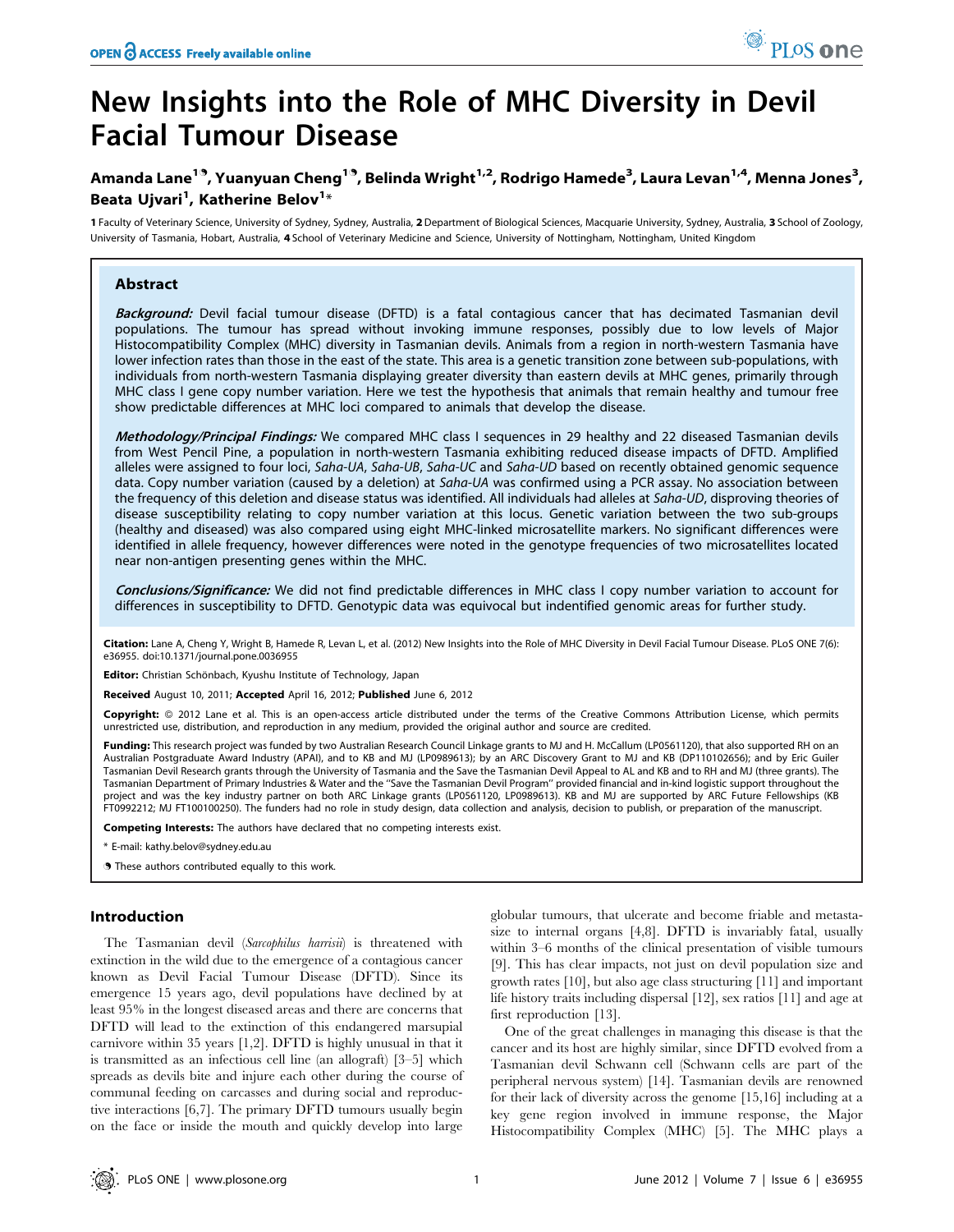# New Insights into the Role of MHC Diversity in Devil Facial Tumour Disease

**Amanda Lane[1,¶], Yuanyuan Cheng[1,¶], Belinda Wright[1,2], Rodrigo Hamede[3], Laura Levan[1,4], Menna Jones[3], Beata Ujvari[1], Katherine Belov[1*]**

1 Faculty of Veterinary Science, University of Sydney, Sydney, Australia, 2 Department of Biological Sciences, Macquarie University, Sydney, Australia, 3 School of Zoology, University of Tasmania, Hobart, Australia, 4 School of Veterinary Medicine and Science, University of Nottingham, Nottingham, United Kingdom

## Abstract

***Background:*** Devil facial tumour disease (DFTD) is a fatal contagious cancer that has decimated Tasmanian devil populations. The tumour has spread without invoking immune responses, possibly due to low levels of Major Histocompatibility Complex (MHC) diversity in Tasmanian devils. Animals from a region in north-western Tasmania have lower infection rates than those in the east of the state. This area is a genetic transition zone between sub-populations, with individuals from north-western Tasmania displaying greater diversity than eastern devils at MHC genes, primarily through MHC class I gene copy number variation. Here we test the hypothesis that animals that remain healthy and tumour free show predictable differences at MHC loci compared to animals that develop the disease.

***Methodology/Principal Findings:*** We compared MHC class I sequences in 29 healthy and 22 diseased Tasmanian devils from West Pencil Pine, a population in north-western Tasmania exhibiting reduced disease impacts of DFTD. Amplified alleles were assigned to four loci, *Saha-UA*, *Saha-UB*, *Saha-UC* and *Saha-UD* based on recently obtained genomic sequence data. Copy number variation (caused by a deletion) at *Saha-UA* was confirmed using a PCR assay. No association between the frequency of this deletion and disease status was identified. All individuals had alleles at *Saha-UD*, disproving theories of disease susceptibility relating to copy number variation at this locus. Genetic variation between the two sub-groups (healthy and diseased) was also compared using eight MHC-linked microsatellite markers. No significant differences were identified in allele frequency, however differences were noted in the genotype frequencies of two microsatellites located near non-antigen presenting genes within the MHC.

***Conclusions/Significance:*** We did not find predictable differences in MHC class I copy number variation to account for differences in susceptibility to DFTD. Genotypic data was equivocal but indentified genomic areas for further study.

**Citation:** Lane A, Cheng Y, Wright B, Hamede R, Levan L, et al. (2012) New Insights into the Role of MHC Diversity in Devil Facial Tumour Disease. PLoS ONE 7(6): e36955. doi:10.1371/journal.pone.0036955

**Editor:** Christian Schönbach, Kyushu Institute of Technology, Japan

**Received** August 10, 2011; **Accepted** April 16, 2012; **Published** June 6, 2012

**Copyright:** © 2012 Lane et al. This is an open-access article distributed under the terms of the Creative Commons Attribution License, which permits unrestricted use, distribution, and reproduction in any medium, provided the original author and source are credited.

**Funding:** This research project was funded by two Australian Research Council Linkage grants to MJ and H. McCallum (LP0561120), that also supported RH on an Australian Postgraduate Award Industry (APAI), and to KB and MJ (LP0989613); by an ARC Discovery Grant to MJ and KB (DP110102656); and by Eric Guiler Tasmanian Devil Research grants through the University of Tasmania and the Save the Tasmanian Devil Appeal to AL and KB and to RH and MJ (three grants). The Tasmanian Department of Primary Industries & Water and the "Save the Tasmanian Devil Program" provided financial and in-kind logistic support throughout the project and was the key industry partner on both ARC Linkage grants (LP0561120, LP0989613). KB and MJ are supported by ARC Future Fellowships (KB FT0992212; MJ FT100100250). The funders had no role in study design, data collection and analysis, decision to publish, or preparation of the manuscript.

**Competing Interests:** The authors have declared that no competing interests exist.

\* E-mail: kathy.belov@sydney.edu.au

¶ These authors contributed equally to this work.

## Introduction

The Tasmanian devil (*Sarcophilus harrisii*) is threatened with extinction in the wild due to the emergence of a contagious cancer known as Devil Facial Tumour Disease (DFTD). Since its emergence 15 years ago, devil populations have declined by at least 95% in the longest diseased areas and there are concerns that DFTD will lead to the extinction of this endangered marsupial carnivore within 35 years [1,2]. DFTD is highly unusual in that it is transmitted as an infectious cell line (an allograft) [3–5] which spreads as devils bite and injure each other during the course of communal feeding on carcasses and during social and reproductive interactions [6,7]. The primary DFTD tumours usually begin on the face or inside the mouth and quickly develop into large globular tumours, that ulcerate and become friable and metastasize to internal organs [4,8]. DFTD is invariably fatal, usually within 3–6 months of the clinical presentation of visible tumours [9]. This has clear impacts, not just on devil population size and growth rates [10], but also age class structuring [11] and important life history traits including dispersal [12], sex ratios [11] and age at first reproduction [13].

One of the great challenges in managing this disease is that the cancer and its host are highly similar, since DFTD evolved from a Tasmanian devil Schwann cell (Schwann cells are part of the peripheral nervous system) [14]. Tasmanian devils are renowned for their lack of diversity across the genome [15,16] including at a key gene region involved in immune response, the Major Histocompatibility Complex (MHC) [5]. The MHC plays a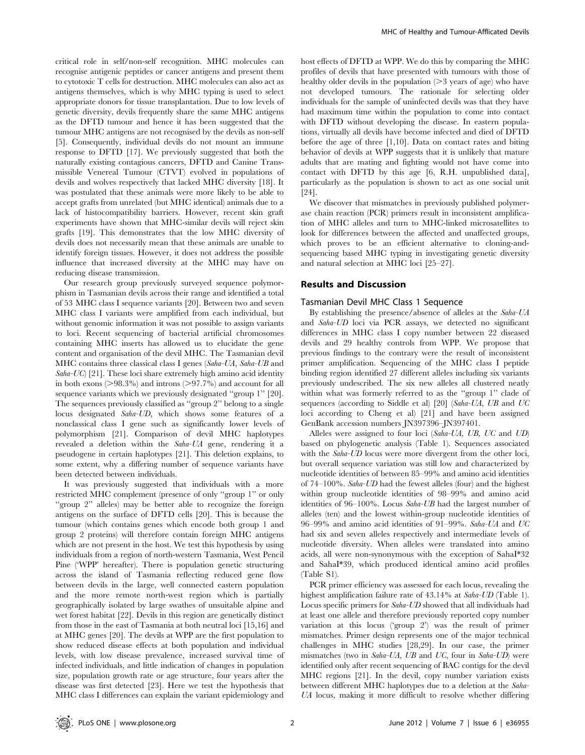critical role in self/non-self recognition. MHC molecules can recognise antigenic peptides or cancer antigens and present them to cytotoxic T cells for destruction. MHC molecules can also act as antigens themselves, which is why MHC typing is used to select appropriate donors for tissue transplantation. Due to low levels of genetic diversity, devils frequently share the same MHC antigens as the DFTD tumour and hence it has been suggested that the tumour MHC antigens are not recognised by the devils as non-self [5]. Consequently, individual devils do not mount an immune response to DFTD [17]. We previously suggested that both the naturally existing contagious cancers, DFTD and Canine Transmissible Venereal Tumour (CTVT) evolved in populations of devils and wolves respectively that lacked MHC diversity [18]. It was postulated that these animals were more likely to be able to accept grafts from unrelated (but MHC identical) animals due to a lack of histocompatibility barriers. However, recent skin graft experiments have shown that MHC-similar devils will reject skin grafts [19]. This demonstrates that the low MHC diversity of devils does not necessarily mean that these animals are unable to identify foreign tissues. However, it does not address the possible influence that increased diversity at the MHC may have on reducing disease transmission.

Our research group previously surveyed sequence polymorphism in Tasmanian devils across their range and identified a total of 53 MHC class I sequence variants [20]. Between two and seven MHC class I variants were amplified from each individual, but without genomic information it was not possible to assign variants to loci. Recent sequencing of bacterial artificial chromosomes containing MHC inserts has allowed us to elucidate the gene content and organisation of the devil MHC. The Tasmanian devil MHC contains three classical class I genes (*Saha-UA*, *Saha-UB* and *Saha-UC*) [21]. These loci share extremely high amino acid identity in both exons (>98.3%) and introns (>97.7%) and account for all sequence variants which we previously designated "group 1" [20]. The sequences previously classified as "group 2" belong to a single locus designated *Saha-UD*, which shows some features of a nonclassical class I gene such as significantly lower levels of polymorphism [21]. Comparison of devil MHC haplotypes revealed a deletion within the *Saha-UA* gene, rendering it a pseudogene in certain haplotypes [21]. This deletion explains, to some extent, why a differing number of sequence variants have been detected between individuals.

It was previously suggested that individuals with a more restricted MHC complement (presence of only "group 1" or only "group 2" alleles) may be better able to recognize the foreign antigens on the surface of DFTD cells [20]. This is because the tumour (which contains genes which encode both group 1 and group 2 proteins) will therefore contain foreign MHC antigens which are not present in the host. We test this hypothesis by using individuals from a region of north-western Tasmania, West Pencil Pine ('WPP' hereafter). There is population genetic structuring across the island of Tasmania reflecting reduced gene flow between devils in the large, well connected eastern population and the more remote north-west region which is partially geographically isolated by large swathes of unsuitable alpine and wet forest habitat [22]. Devils in this region are genetically distinct from those in the east of Tasmania at both neutral loci [15,16] and at MHC genes [20]. The devils at WPP are the first population to show reduced disease effects at both population and individual levels, with low disease prevalence, increased survival time of infected individuals, and little indication of changes in population size, population growth rate or age structure, four years after the disease was first detected [23]. Here we test the hypothesis that MHC class I differences can explain the variant epidemiology and host effects of DFTD at WPP. We do this by comparing the MHC profiles of devils that have presented with tumours with those of healthy older devils in the population (>3 years of age) who have not developed tumours. The rationale for selecting older individuals for the sample of uninfected devils was that they have had maximum time within the population to come into contact with DFTD without developing the disease. In eastern populations, virtually all devils have become infected and died of DFTD before the age of three [1,10]. Data on contact rates and biting behavior of devils at WPP suggests that it is unlikely that mature adults that are mating and fighting would not have come into contact with DFTD by this age [6, R.H. unpublished data], particularly as the population is shown to act as one social unit [24].

We discover that mismatches in previously published polymerase chain reaction (PCR) primers result in inconsistent amplification of MHC alleles and turn to MHC-linked microsatellites to look for differences between the affected and unaffected groups, which proves to be an efficient alternative to cloning-and-sequencing based MHC typing in investigating genetic diversity and natural selection at MHC loci [25–27].

## Results and Discussion

### Tasmanian Devil MHC Class 1 Sequence

By establishing the presence/absence of alleles at the *Saha-UA* and *Saha-UD* loci via PCR assays, we detected no significant differences in MHC class I copy number between 22 diseased devils and 29 healthy controls from WPP. We propose that previous findings to the contrary were the result of inconsistent primer amplification. Sequencing of the MHC class I peptide binding region identified 27 different alleles including six variants previously undescribed. The six new alleles all clustered neatly within what was formerly referred to as the "group 1" clade of sequences (according to Siddle et al) [20] (*Saha-UA*, *UB* and *UC* loci according to Cheng et al) [21] and have been assigned GenBank accession numbers JN397396–JN397401.

Alleles were assigned to four loci (*Saha-UA*, *UB*, *UC* and *UD*) based on phylogenetic analysis (Table 1). Sequences associated with the *Saha-UD* locus were more divergent from the other loci, but overall sequence variation was still low and characterized by nucleotide identities of between 85–99% and amino acid identities of 74–100%. *Saha-UD* had the fewest alleles (four) and the highest within group nucleotide identities of 98–99% and amino acid identities of 96–100%. Locus *Saha-UB* had the largest number of alleles (ten) and the lowest within-group nucleotide identities of 96–99% and amino acid identities of 91–99%. *Saha-UA* and *UC* had six and seven alleles respectively and intermediate levels of nucleotide diversity. When alleles were translated into amino acids, all were non-synonymous with the exception of SahaI*32 and SahaI*39, which produced identical amino acid profiles (Table S1).

PCR primer efficiency was assessed for each locus, revealing the highest amplification failure rate of 43.14% at *Saha-UD* (Table 1). Locus specific primers for *Saha-UD* showed that all individuals had at least one allele and therefore previously reported copy number variation at this locus ('group 2') was the result of primer mismatches. Primer design represents one of the major technical challenges in MHC studies [28,29]. In our case, the primer mismatches (two in *Saha-UA*, *UB* and *UC*, four in *Saha-UD*) were identified only after recent sequencing of BAC contigs for the devil MHC regions [21]. In the devil, copy number variation exists between different MHC haplotypes due to a deletion at the *Saha-UA* locus, making it more difficult to resolve whether differing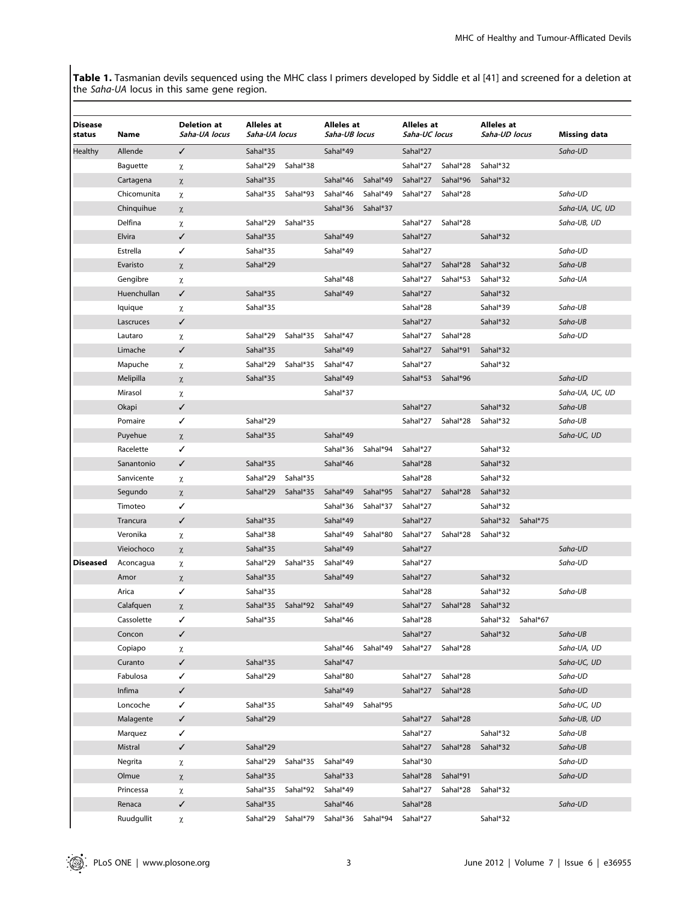**Table 1.** Tasmanian devils sequenced using the MHC class I primers developed by Siddle et al [41] and screened for a deletion at the *Saha-UA* locus in this same gene region.

| Disease status | Name | Deletion at *Saha-UA* locus | Alleles at *Saha-UA* locus | | Alleles at *Saha-UB* locus | | Alleles at *Saha-UC* locus | | Alleles at *Saha-UD* locus | | Missing data |
|---|---|---|---|---|---|---|---|---|---|---|---|
| Healthy | Allende | ✓ | Sahal*35 | | Sahal*49 | | Sahal*27 | | | | *Saha-UD* |
| | Baguette | χ | Sahal*29 | Sahal*38 | | | Sahal*27 | Sahal*28 | Sahal*32 | | |
| | Cartagena | χ | Sahal*35 | | Sahal*46 | Sahal*49 | Sahal*27 | Sahal*96 | Sahal*32 | | |
| | Chicomunita | χ | Sahal*35 | Sahal*93 | Sahal*46 | Sahal*49 | Sahal*27 | Sahal*28 | | | *Saha-UD* |
| | Chinquihue | χ | | | Sahal*36 | Sahal*37 | | | | | *Saha-UA, UC, UD* |
| | Delfina | χ | Sahal*29 | Sahal*35 | | | Sahal*27 | Sahal*28 | | | *Saha-UB, UD* |
| | Elvira | ✓ | Sahal*35 | | Sahal*49 | | Sahal*27 | | Sahal*32 | | |
| | Estrella | ✓ | Sahal*35 | | Sahal*49 | | Sahal*27 | | | | *Saha-UD* |
| | Evaristo | χ | Sahal*29 | | | | Sahal*27 | Sahal*28 | Sahal*32 | | *Saha-UB* |
| | Gengibre | χ | | | Sahal*48 | | Sahal*27 | Sahal*53 | Sahal*32 | | *Saha-UA* |
| | Huenchullan | ✓ | Sahal*35 | | Sahal*49 | | Sahal*27 | | Sahal*32 | | |
| | Iquique | χ | Sahal*35 | | | | Sahal*28 | | Sahal*39 | | *Saha-UB* |
| | Lascruces | ✓ | | | | | Sahal*27 | | Sahal*32 | | *Saha-UB* |
| | Lautaro | χ | Sahal*29 | Sahal*35 | Sahal*47 | | Sahal*27 | Sahal*28 | | | *Saha-UD* |
| | Limache | ✓ | Sahal*35 | | Sahal*49 | | Sahal*27 | Sahal*91 | Sahal*32 | | |
| | Mapuche | χ | Sahal*29 | Sahal*35 | Sahal*47 | | Sahal*27 | | Sahal*32 | | |
| | Melipilla | χ | Sahal*35 | | Sahal*49 | | Sahal*53 | Sahal*96 | | | *Saha-UD* |
| | Mirasol | χ | | | Sahal*37 | | | | | | *Saha-UA, UC, UD* |
| | Okapi | ✓ | | | | | Sahal*27 | | Sahal*32 | | *Saha-UB* |
| | Pomaire | ✓ | Sahal*29 | | | | Sahal*27 | Sahal*28 | Sahal*32 | | *Saha-UB* |
| | Puyehue | χ | Sahal*35 | | Sahal*49 | | | | | | *Saha-UC, UD* |
| | Racelette | ✓ | | | Sahal*36 | Sahal*94 | Sahal*27 | | Sahal*32 | | |
| | Sanantonio | ✓ | Sahal*35 | | Sahal*46 | | Sahal*28 | | Sahal*32 | | |
| | Sanvicente | χ | Sahal*29 | Sahal*35 | | | Sahal*28 | | Sahal*32 | | |
| | Segundo | χ | Sahal*29 | Sahal*35 | Sahal*49 | Sahal*95 | Sahal*27 | Sahal*28 | Sahal*32 | | |
| | Timoteo | ✓ | | | Sahal*36 | Sahal*37 | Sahal*27 | | Sahal*32 | | |
| | Trancura | ✓ | Sahal*35 | | Sahal*49 | | Sahal*27 | | Sahal*32 | Sahal*75 | |
| | Veronika | χ | Sahal*38 | | Sahal*49 | Sahal*80 | Sahal*27 | Sahal*28 | Sahal*32 | | |
| | Vieiochoco | χ | Sahal*35 | | Sahal*49 | | Sahal*27 | | | | *Saha-UD* |
| **Diseased** | Aconcagua | χ | Sahal*29 | Sahal*35 | Sahal*49 | | Sahal*27 | | | | *Saha-UD* |
| | Amor | χ | Sahal*35 | | Sahal*49 | | Sahal*27 | | Sahal*32 | | |
| | Arica | ✓ | Sahal*35 | | | | Sahal*28 | | Sahal*32 | | *Saha-UB* |
| | Calafquen | χ | Sahal*35 | Sahal*92 | Sahal*49 | | Sahal*27 | Sahal*28 | Sahal*32 | | |
| | Cassolette | ✓ | Sahal*35 | | Sahal*46 | | Sahal*28 | | Sahal*32 | Sahal*67 | |
| | Concon | ✓ | | | | | Sahal*27 | | Sahal*32 | | *Saha-UB* |
| | Copiapo | χ | | | Sahal*46 | Sahal*49 | Sahal*27 | Sahal*28 | | | *Saha-UA, UD* |
| | Curanto | ✓ | Sahal*35 | | Sahal*47 | | | | | | *Saha-UC, UD* |
| | Fabulosa | ✓ | Sahal*29 | | Sahal*80 | | Sahal*27 | Sahal*28 | | | *Saha-UD* |
| | Infima | ✓ | | | Sahal*49 | | Sahal*27 | Sahal*28 | | | *Saha-UD* |
| | Loncoche | ✓ | Sahal*35 | | Sahal*49 | Sahal*95 | | | | | *Saha-UC, UD* |
| | Malagente | ✓ | Sahal*29 | | | | Sahal*27 | Sahal*28 | | | *Saha-UB, UD* |
| | Marquez | ✓ | | | | | Sahal*27 | | Sahal*32 | | *Saha-UB* |
| | Mistral | ✓ | Sahal*29 | | | | Sahal*27 | Sahal*28 | Sahal*32 | | *Saha-UB* |
| | Negrita | χ | Sahal*29 | Sahal*35 | Sahal*49 | | Sahal*30 | | | | *Saha-UD* |
| | Olmue | χ | Sahal*35 | | Sahal*33 | | Sahal*28 | Sahal*91 | | | *Saha-UD* |
| | Princessa | χ | Sahal*35 | Sahal*92 | Sahal*49 | | Sahal*27 | Sahal*28 | Sahal*32 | | |
| | Renaca | ✓ | Sahal*35 | | Sahal*46 | | Sahal*28 | | | | *Saha-UD* |
| | Ruudgullit | χ | Sahal*29 | Sahal*79 | Sahal*36 | Sahal*94 | Sahal*27 | | Sahal*32 | | |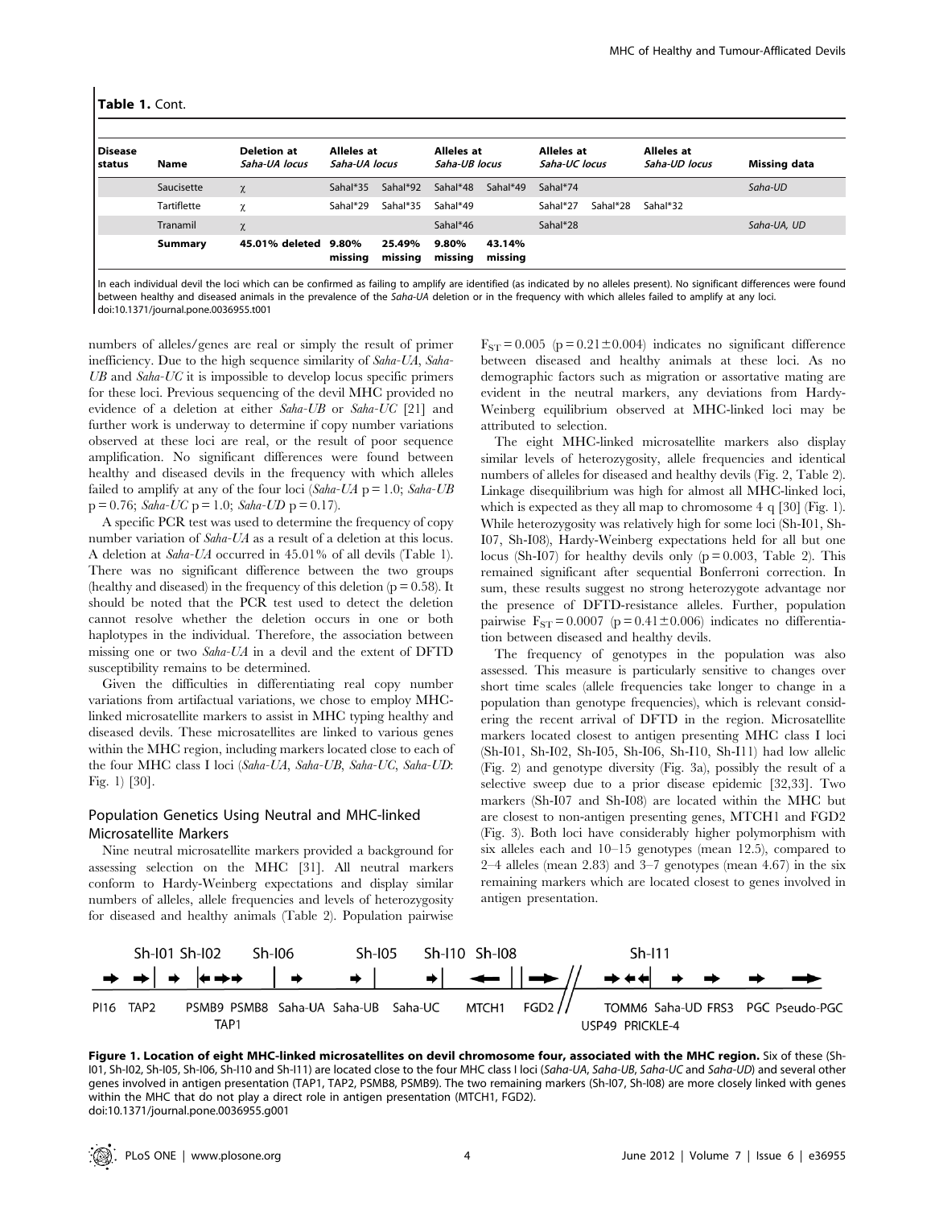**Table 1.** Cont.

| Disease status | Name | Deletion at *Saha-UA locus* | Alleles at *Saha-UA locus* | | Alleles at *Saha-UB locus* | | Alleles at *Saha-UC locus* | | Alleles at *Saha-UD locus* | Missing data |
|---|---|---|---|---|---|---|---|---|---|---|
| | Saucisette | χ | Sahal*35 | Sahal*92 | Sahal*48 | Sahal*49 | Sahal*74 | | | *Saha-UD* |
| | Tartiflette | χ | Sahal*29 | Sahal*35 | Sahal*49 | | Sahal*27 | Sahal*28 | Sahal*32 | |
| | Tranamil | χ | | | Sahal*46 | | Sahal*28 | | | *Saha-UA, UD* |
| | **Summary** | **45.01% deleted** | **9.80% missing** | **25.49% missing** | **9.80% missing** | **43.14% missing** | | | | |

In each individual devil the loci which can be confirmed as failing to amplify are identified (as indicated by no alleles present). No significant differences were found between healthy and diseased animals in the prevalence of the *Saha-UA* deletion or in the frequency with which alleles failed to amplify at any loci.
doi:10.1371/journal.pone.0036955.t001

numbers of alleles/genes are real or simply the result of primer inefficiency. Due to the high sequence similarity of *Saha-UA*, *Saha-UB* and *Saha-UC* it is impossible to develop locus specific primers for these loci. Previous sequencing of the devil MHC provided no evidence of a deletion at either *Saha-UB* or *Saha-UC* [21] and further work is underway to determine if copy number variations observed at these loci are real, or the result of poor sequence amplification. No significant differences were found between healthy and diseased devils in the frequency with which alleles failed to amplify at any of the four loci (*Saha-UA* $p = 1.0$; *Saha-UB* $p = 0.76$; *Saha-UC* $p = 1.0$; *Saha-UD* $p = 0.17$).

A specific PCR test was used to determine the frequency of copy number variation of *Saha-UA* as a result of a deletion at this locus. A deletion at *Saha-UA* occurred in 45.01% of all devils (Table 1). There was no significant difference between the two groups (healthy and diseased) in the frequency of this deletion ($p = 0.58$). It should be noted that the PCR test used to detect the deletion cannot resolve whether the deletion occurs in one or both haplotypes in the individual. Therefore, the association between missing one or two *Saha-UA* in a devil and the extent of DFTD susceptibility remains to be determined.

Given the difficulties in differentiating real copy number variations from artifactual variations, we chose to employ MHC-linked microsatellite markers to assist in MHC typing healthy and diseased devils. These microsatellites are linked to various genes within the MHC region, including markers located close to each of the four MHC class I loci (*Saha-UA*, *Saha-UB*, *Saha-UC*, *Saha-UD*: Fig. 1) [30].

## Population Genetics Using Neutral and MHC-linked Microsatellite Markers

Nine neutral microsatellite markers provided a background for assessing selection on the MHC [31]. All neutral markers conform to Hardy-Weinberg expectations and display similar numbers of alleles, allele frequencies and levels of heterozygosity for diseased and healthy animals (Table 2). Population pairwise $F_{ST} = 0.005$ ($p = 0.21 \pm 0.004$) indicates no significant difference between diseased and healthy animals at these loci. As no demographic factors such as migration or assortative mating are evident in the neutral markers, any deviations from Hardy-Weinberg equilibrium observed at MHC-linked loci may be attributed to selection.

The eight MHC-linked microsatellite markers also display similar levels of heterozygosity, allele frequencies and identical numbers of alleles for diseased and healthy devils (Fig. 2, Table 2). Linkage disequilibrium was high for almost all MHC-linked loci, which is expected as they all map to chromosome 4 q [30] (Fig. 1). While heterozygosity was relatively high for some loci (Sh-I01, Sh-I07, Sh-I08), Hardy-Weinberg expectations held for all but one locus (Sh-I07) for healthy devils only ($p = 0.003$, Table 2). This remained significant after sequential Bonferroni correction. In sum, these results suggest no strong heterozygote advantage nor the presence of DFTD-resistance alleles. Further, population pairwise $F_{ST} = 0.0007$ ($p = 0.41 \pm 0.006$) indicates no differentiation between diseased and healthy devils.

The frequency of genotypes in the population was also assessed. This measure is particularly sensitive to changes over short time scales (allele frequencies take longer to change in a population than genotype frequencies), which is relevant considering the recent arrival of DFTD in the region. Microsatellite markers located closest to antigen presenting MHC class I loci (Sh-I01, Sh-I02, Sh-I05, Sh-I06, Sh-I10, Sh-I11) had low allelic (Fig. 2) and genotype diversity (Fig. 3a), possibly the result of a selective sweep due to a prior disease epidemic [32,33]. Two markers (Sh-I07 and Sh-I08) are located within the MHC but are closest to non-antigen presenting genes, MTCH1 and FGD2 (Fig. 3). Both loci have considerably higher polymorphism with six alleles each and 10–15 genotypes (mean 12.5), compared to 2–4 alleles (mean 2.83) and 3–7 genotypes (mean 4.67) in the six remaining markers which are located closest to genes involved in antigen presentation.

**Figure 1. Location of eight MHC-linked microsatellites on devil chromosome four, associated with the MHC region.** Six of these (Sh-I01, Sh-I02, Sh-I05, Sh-I06, Sh-I10 and Sh-I11) are located close to the four MHC class I loci (*Saha-UA*, *Saha-UB*, *Saha-UC* and *Saha-UD*) and several other genes involved in antigen presentation (TAP1, TAP2, PSMB8, PSMB9). The two remaining markers (Sh-I07, Sh-I08) are more closely linked with genes within the MHC that do not play a direct role in antigen presentation (MTCH1, FGD2).
doi:10.1371/journal.pone.0036955.g001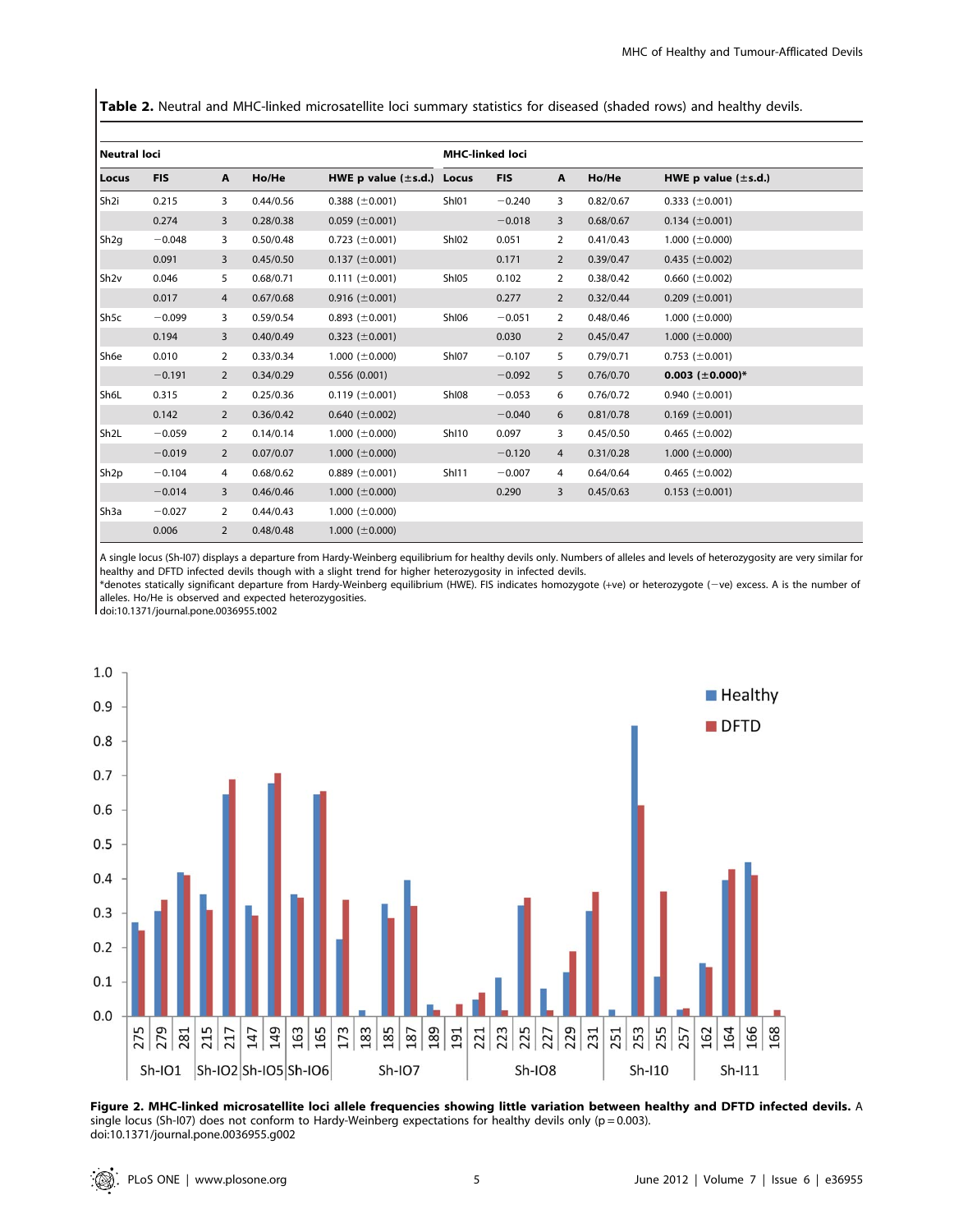**Table 2.** Neutral and MHC-linked microsatellite loci summary statistics for diseased (shaded rows) and healthy devils.

| Neutral loci | | | | | MHC-linked loci | | | | |
|---|---|---|---|---|---|---|---|---|---|
| Locus | FIS | A | Ho/He | HWE p value (±s.d.) | Locus | FIS | A | Ho/He | HWE p value (±s.d.) |
| Sh2i | 0.215 | 3 | 0.44/0.56 | 0.388 (±0.001) | ShI01 | −0.240 | 3 | 0.82/0.67 | 0.333 (±0.001) |
| | 0.274 | 3 | 0.28/0.38 | 0.059 (±0.001) | | −0.018 | 3 | 0.68/0.67 | 0.134 (±0.001) |
| Sh2g | −0.048 | 3 | 0.50/0.48 | 0.723 (±0.001) | ShI02 | 0.051 | 2 | 0.41/0.43 | 1.000 (±0.000) |
| | 0.091 | 3 | 0.45/0.50 | 0.137 (±0.001) | | 0.171 | 2 | 0.39/0.47 | 0.435 (±0.002) |
| Sh2v | 0.046 | 5 | 0.68/0.71 | 0.111 (±0.001) | ShI05 | 0.102 | 2 | 0.38/0.42 | 0.660 (±0.002) |
| | 0.017 | 4 | 0.67/0.68 | 0.916 (±0.001) | | 0.277 | 2 | 0.32/0.44 | 0.209 (±0.001) |
| Sh5c | −0.099 | 3 | 0.59/0.54 | 0.893 (±0.001) | ShI06 | −0.051 | 2 | 0.48/0.46 | 1.000 (±0.000) |
| | 0.194 | 3 | 0.40/0.49 | 0.323 (±0.001) | | 0.030 | 2 | 0.45/0.47 | 1.000 (±0.000) |
| Sh6e | 0.010 | 2 | 0.33/0.34 | 1.000 (±0.000) | ShI07 | −0.107 | 5 | 0.79/0.71 | 0.753 (±0.001) |
| | −0.191 | 2 | 0.34/0.29 | 0.556 (0.001) | | −0.092 | 5 | 0.76/0.70 | **0.003 (±0.000)*** |
| Sh6L | 0.315 | 2 | 0.25/0.36 | 0.119 (±0.001) | ShI08 | −0.053 | 6 | 0.76/0.72 | 0.940 (±0.001) |
| | 0.142 | 2 | 0.36/0.42 | 0.640 (±0.002) | | −0.040 | 6 | 0.81/0.78 | 0.169 (±0.001) |
| Sh2L | −0.059 | 2 | 0.14/0.14 | 1.000 (±0.000) | ShI10 | 0.097 | 3 | 0.45/0.50 | 0.465 (±0.002) |
| | −0.019 | 2 | 0.07/0.07 | 1.000 (±0.000) | | −0.120 | 4 | 0.31/0.28 | 1.000 (±0.000) |
| Sh2p | −0.104 | 4 | 0.68/0.62 | 0.889 (±0.001) | ShI11 | −0.007 | 4 | 0.64/0.64 | 0.465 (±0.002) |
| | −0.014 | 3 | 0.46/0.46 | 1.000 (±0.000) | | 0.290 | 3 | 0.45/0.63 | 0.153 (±0.001) |
| Sh3a | −0.027 | 2 | 0.44/0.43 | 1.000 (±0.000) | | | | | |
| | 0.006 | 2 | 0.48/0.48 | 1.000 (±0.000) | | | | | |

A single locus (Sh-I07) displays a departure from Hardy-Weinberg equilibrium for healthy devils only. Numbers of alleles and levels of heterozygosity are very similar for healthy and DFTD infected devils though with a slight trend for higher heterozygosity in infected devils.
*denotes statically significant departure from Hardy-Weinberg equilibrium (HWE). FIS indicates homozygote (+ve) or heterozygote (−ve) excess. A is the number of alleles. Ho/He is observed and expected heterozygosities.
doi:10.1371/journal.pone.0036955.t002

**Figure 2. MHC-linked microsatellite loci allele frequencies showing little variation between healthy and DFTD infected devils.** A single locus (Sh-I07) does not conform to Hardy-Weinberg expectations for healthy devils only (p = 0.003).
doi:10.1371/journal.pone.0036955.g002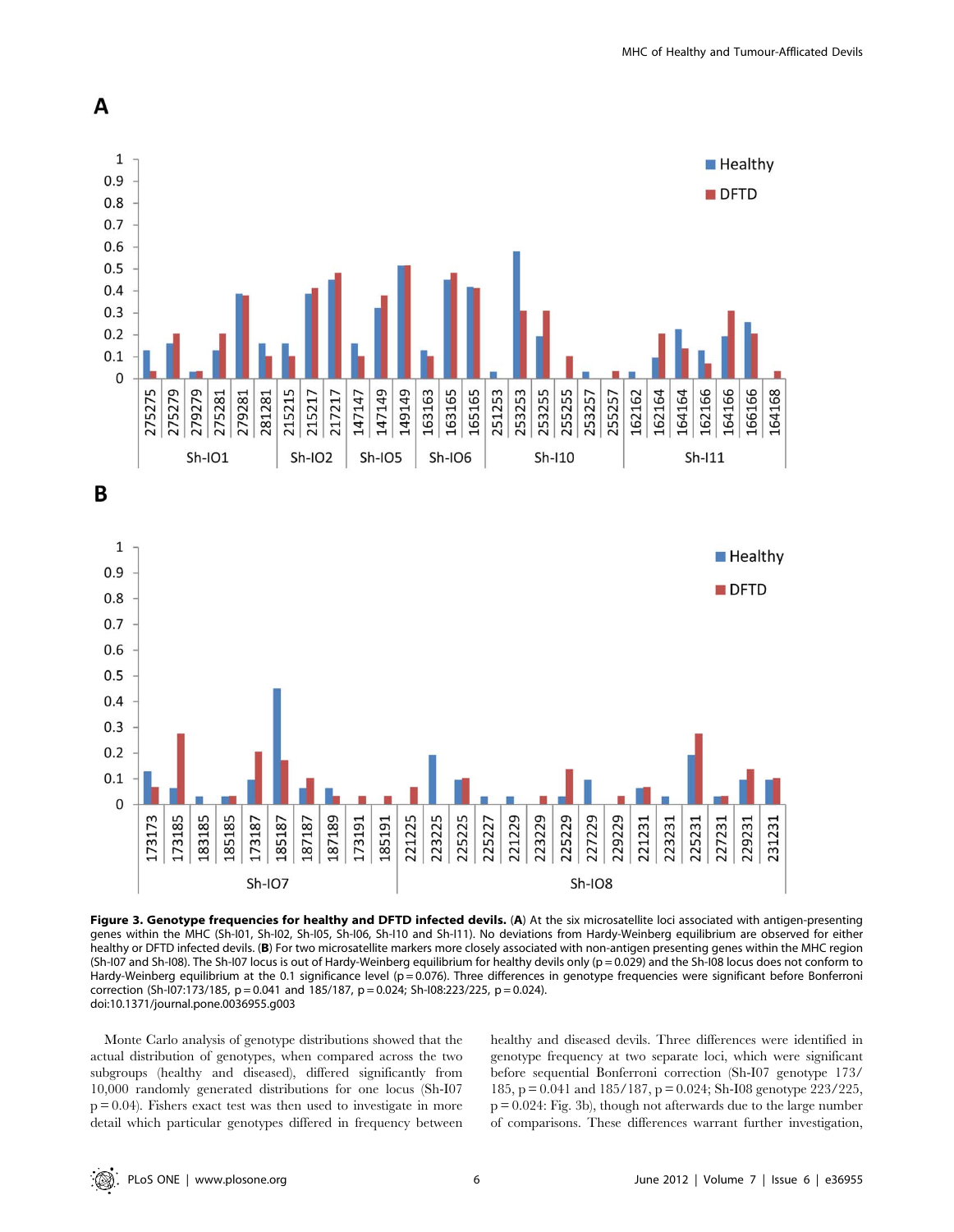**Figure 3. Genotype frequencies for healthy and DFTD infected devils.** (**A**) At the six microsatellite loci associated with antigen-presenting genes within the MHC (Sh-I01, Sh-I02, Sh-I05, Sh-I06, Sh-I10 and Sh-I11). No deviations from Hardy-Weinberg equilibrium are observed for either healthy or DFTD infected devils. (**B**) For two microsatellite markers more closely associated with non-antigen presenting genes within the MHC region (Sh-I07 and Sh-I08). The Sh-I07 locus is out of Hardy-Weinberg equilibrium for healthy devils only (p = 0.029) and the Sh-I08 locus does not conform to Hardy-Weinberg equilibrium at the 0.1 significance level (p = 0.076). Three differences in genotype frequencies were significant before Bonferroni correction (Sh-I07:173/185, p = 0.041 and 185/187, p = 0.024; Sh-I08:223/225, p = 0.024).
doi:10.1371/journal.pone.0036955.g003

Monte Carlo analysis of genotype distributions showed that the actual distribution of genotypes, when compared across the two subgroups (healthy and diseased), differed significantly from 10,000 randomly generated distributions for one locus (Sh-I07 p = 0.04). Fishers exact test was then used to investigate in more detail which particular genotypes differed in frequency between healthy and diseased devils. Three differences were identified in genotype frequency at two separate loci, which were significant before sequential Bonferroni correction (Sh-I07 genotype 173/185, p = 0.041 and 185/187, p = 0.024; Sh-I08 genotype 223/225, p = 0.024: Fig. 3b), though not afterwards due to the large number of comparisons. These differences warrant further investigation,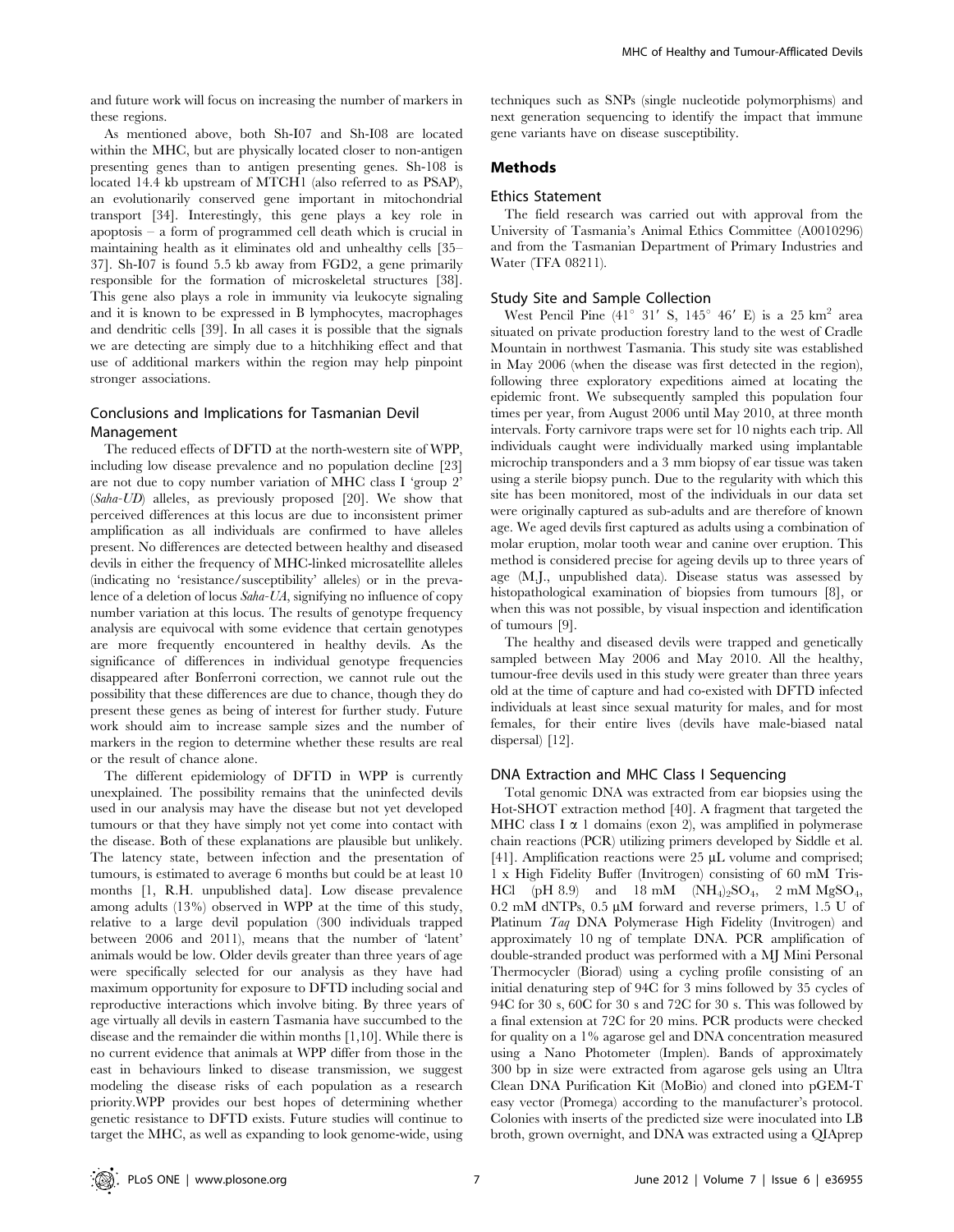and future work will focus on increasing the number of markers in these regions.

As mentioned above, both Sh-I07 and Sh-I08 are located within the MHC, but are physically located closer to non-antigen presenting genes than to antigen presenting genes. Sh-108 is located 14.4 kb upstream of MTCH1 (also referred to as PSAP), an evolutionarily conserved gene important in mitochondrial transport [34]. Interestingly, this gene plays a key role in apoptosis – a form of programmed cell death which is crucial in maintaining health as it eliminates old and unhealthy cells [35–37]. Sh-I07 is found 5.5 kb away from FGD2, a gene primarily responsible for the formation of microskeletal structures [38]. This gene also plays a role in immunity via leukocyte signaling and it is known to be expressed in B lymphocytes, macrophages and dendritic cells [39]. In all cases it is possible that the signals we are detecting are simply due to a hitchhiking effect and that use of additional markers within the region may help pinpoint stronger associations.

### Conclusions and Implications for Tasmanian Devil Management

The reduced effects of DFTD at the north-western site of WPP, including low disease prevalence and no population decline [23] are not due to copy number variation of MHC class I 'group 2' (*Saha-UD*) alleles, as previously proposed [20]. We show that perceived differences at this locus are due to inconsistent primer amplification as all individuals are confirmed to have alleles present. No differences are detected between healthy and diseased devils in either the frequency of MHC-linked microsatellite alleles (indicating no 'resistance/susceptibility' alleles) or in the prevalence of a deletion of locus *Saha-UA*, signifying no influence of copy number variation at this locus. The results of genotype frequency analysis are equivocal with some evidence that certain genotypes are more frequently encountered in healthy devils. As the significance of differences in individual genotype frequencies disappeared after Bonferroni correction, we cannot rule out the possibility that these differences are due to chance, though they do present these genes as being of interest for further study. Future work should aim to increase sample sizes and the number of markers in the region to determine whether these results are real or the result of chance alone.

The different epidemiology of DFTD in WPP is currently unexplained. The possibility remains that the uninfected devils used in our analysis may have the disease but not yet developed tumours or that they have simply not yet come into contact with the disease. Both of these explanations are plausible but unlikely. The latency state, between infection and the presentation of tumours, is estimated to average 6 months but could be at least 10 months [1, R.H. unpublished data]. Low disease prevalence among adults (13%) observed in WPP at the time of this study, relative to a large devil population (300 individuals trapped between 2006 and 2011), means that the number of 'latent' animals would be low. Older devils greater than three years of age were specifically selected for our analysis as they have had maximum opportunity for exposure to DFTD including social and reproductive interactions which involve biting. By three years of age virtually all devils in eastern Tasmania have succumbed to the disease and the remainder die within months [1,10]. While there is no current evidence that animals at WPP differ from those in the east in behaviours linked to disease transmission, we suggest modeling the disease risks of each population as a research priority.WPP provides our best hopes of determining whether genetic resistance to DFTD exists. Future studies will continue to target the MHC, as well as expanding to look genome-wide, using techniques such as SNPs (single nucleotide polymorphisms) and next generation sequencing to identify the impact that immune gene variants have on disease susceptibility.

## Methods

### Ethics Statement

The field research was carried out with approval from the University of Tasmania's Animal Ethics Committee (A0010296) and from the Tasmanian Department of Primary Industries and Water (TFA 08211).

### Study Site and Sample Collection

West Pencil Pine (41° 31′ S, 145° 46′ E) is a 25 km$^2$ area situated on private production forestry land to the west of Cradle Mountain in northwest Tasmania. This study site was established in May 2006 (when the disease was first detected in the region), following three exploratory expeditions aimed at locating the epidemic front. We subsequently sampled this population four times per year, from August 2006 until May 2010, at three month intervals. Forty carnivore traps were set for 10 nights each trip. All individuals caught were individually marked using implantable microchip transponders and a 3 mm biopsy of ear tissue was taken using a sterile biopsy punch. Due to the regularity with which this site has been monitored, most of the individuals in our data set were originally captured as sub-adults and are therefore of known age. We aged devils first captured as adults using a combination of molar eruption, molar tooth wear and canine over eruption. This method is considered precise for ageing devils up to three years of age (M.J., unpublished data). Disease status was assessed by histopathological examination of biopsies from tumours [8], or when this was not possible, by visual inspection and identification of tumours [9].

The healthy and diseased devils were trapped and genetically sampled between May 2006 and May 2010. All the healthy, tumour-free devils used in this study were greater than three years old at the time of capture and had co-existed with DFTD infected individuals at least since sexual maturity for males, and for most females, for their entire lives (devils have male-biased natal dispersal) [12].

### DNA Extraction and MHC Class I Sequencing

Total genomic DNA was extracted from ear biopsies using the Hot-SHOT extraction method [40]. A fragment that targeted the MHC class I α 1 domains (exon 2), was amplified in polymerase chain reactions (PCR) utilizing primers developed by Siddle et al. [41]. Amplification reactions were 25 µL volume and comprised; 1 x High Fidelity Buffer (Invitrogen) consisting of 60 mM Tris-HCl (pH 8.9) and 18 mM $(NH_4)_2SO_4$, 2 mM $MgSO_4$, 0.2 mM dNTPs, 0.5 µM forward and reverse primers, 1.5 U of Platinum *Taq* DNA Polymerase High Fidelity (Invitrogen) and approximately 10 ng of template DNA. PCR amplification of double-stranded product was performed with a MJ Mini Personal Thermocycler (Biorad) using a cycling profile consisting of an initial denaturing step of 94C for 3 mins followed by 35 cycles of 94C for 30 s, 60C for 30 s and 72C for 30 s. This was followed by a final extension at 72C for 20 mins. PCR products were checked for quality on a 1% agarose gel and DNA concentration measured using a Nano Photometer (Implen). Bands of approximately 300 bp in size were extracted from agarose gels using an Ultra Clean DNA Purification Kit (MoBio) and cloned into pGEM-T easy vector (Promega) according to the manufacturer's protocol. Colonies with inserts of the predicted size were inoculated into LB broth, grown overnight, and DNA was extracted using a QIAprep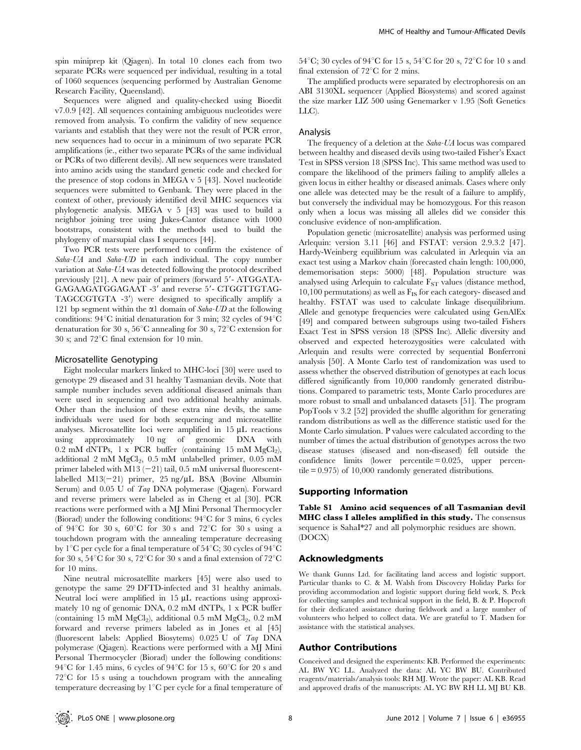spin miniprep kit (Qiagen). In total 10 clones each from two separate PCRs were sequenced per individual, resulting in a total of 1060 sequences (sequencing performed by Australian Genome Research Facility, Queensland).

Sequences were aligned and quality-checked using Bioedit v7.0.9 [42]. All sequences containing ambiguous nucleotides were removed from analysis. To confirm the validity of new sequence variants and establish that they were not the result of PCR error, new sequences had to occur in a minimum of two separate PCR amplifications (ie., either two separate PCRs of the same individual or PCRs of two different devils). All new sequences were translated into amino acids using the standard genetic code and checked for the presence of stop codons in MEGA v 5 [43]. Novel nucleotide sequences were submitted to Genbank. They were placed in the context of other, previously identified devil MHC sequences via phylogenetic analysis. MEGA v 5 [43] was used to build a neighbor joining tree using Jukes-Cantor distance with 1000 bootstraps, consistent with the methods used to build the phylogeny of marsupial class I sequences [44].

Two PCR tests were performed to confirm the existence of *Saha-UA* and *Saha-UD* in each individual. The copy number variation at *Saha-UA* was detected following the protocol described previously [21]. A new pair of primers (forward 5′- ATGGATA-GAGAAGATGGAGAAT -3′ and reverse 5′- CTGGTTGTAG-TAGCCGTGTA -3′) were designed to specifically amplify a 121 bp segment within the α1 domain of *Saha-UD* at the following conditions: 94°C initial denaturation for 3 min; 32 cycles of 94°C denaturation for 30 s, 56°C annealing for 30 s, 72°C extension for 30 s; and 72°C final extension for 10 min.

### Microsatellite Genotyping

Eight molecular markers linked to MHC-loci [30] were used to genotype 29 diseased and 31 healthy Tasmanian devils. Note that sample number includes seven additional diseased animals than were used in sequencing and two additional healthy animals. Other than the inclusion of these extra nine devils, the same individuals were used for both sequencing and microsatellite analyses. Microsatellite loci were amplified in 15 μL reactions using approximately 10 ng of genomic DNA with 0.2 mM dNTPs, 1 x PCR buffer (containing 15 mM $MgCl_2$), additional 2 mM $MgCl_2$, 0.5 mM unlabelled primer, 0.05 mM primer labeled with M13 (−21) tail, 0.5 mM universal fluorescent-labelled M13(−21) primer, 25 ng/μL BSA (Bovine Albumin Serum) and 0.05 U of *Taq* DNA polymerase (Qiagen). Forward and reverse primers were labeled as in Cheng et al [30]. PCR reactions were performed with a MJ Mini Personal Thermocycler (Biorad) under the following conditions: 94°C for 3 mins, 6 cycles of 94°C for 30 s, 60°C for 30 s and 72°C for 30 s using a touchdown program with the annealing temperature decreasing by 1°C per cycle for a final temperature of 54°C; 30 cycles of 94°C for 30 s, 54°C for 30 s, 72°C for 30 s and a final extension of 72°C for 10 mins.

Nine neutral microsatellite markers [45] were also used to genotype the same 29 DFTD-infected and 31 healthy animals. Neutral loci were amplified in 15 μL reactions using approximately 10 ng of genomic DNA, 0.2 mM dNTPs, 1 x PCR buffer (containing 15 mM $MgCl_2$), additional 0.5 mM $MgCl_2$, 0.2 mM forward and reverse primers labeled as in Jones et al [45] (fluorescent labels: Applied Biosystems) 0.025 U of *Taq* DNA polymerase (Qiagen). Reactions were performed with a MJ Mini Personal Thermocycler (Biorad) under the following conditions: 94°C for 1.45 mins, 6 cycles of 94°C for 15 s, 60°C for 20 s and 72°C for 15 s using a touchdown program with the annealing temperature decreasing by 1°C per cycle for a final temperature of 54°C; 30 cycles of 94°C for 15 s, 54°C for 20 s, 72°C for 10 s and final extension of 72°C for 2 mins.

The amplified products were separated by electrophoresis on an ABI 3130XL sequencer (Applied Biosystems) and scored against the size marker LIZ 500 using Genemarker v 1.95 (Soft Genetics LLC).

### Analysis

The frequency of a deletion at the *Saha-UA* locus was compared between healthy and diseased devils using two-tailed Fisher's Exact Test in SPSS version 18 (SPSS Inc). This same method was used to compare the likelihood of the primers failing to amplify alleles a given locus in either healthy or diseased animals. Cases where only one allele was detected may be the result of a failure to amplify, but conversely the individual may be homozygous. For this reason only when a locus was missing all alleles did we consider this conclusive evidence of non-amplification.

Population genetic (microsatellite) analysis was performed using Arlequin: version 3.11 [46] and FSTAT: version 2.9.3.2 [47]. Hardy-Weinberg equilibrium was calculated in Arlequin via an exact test using a Markov chain (forecasted chain length: 100,000, dememorisation steps: 5000) [48]. Population structure was analysed using Arlequin to calculate $F_{ST}$ values (distance method, 10,100 permutations) as well as $F_{IS}$ for each category- diseased and healthy. FSTAT was used to calculate linkage disequilibrium. Allele and genotype frequencies were calculated using GenAlEx [49] and compared between subgroups using two-tailed Fishers Exact Test in SPSS version 18 (SPSS Inc). Allelic diversity and observed and expected heterozygosities were calculated with Arlequin and results were corrected by sequential Bonferroni analysis [50]. A Monte Carlo test of randomization was used to assess whether the observed distribution of genotypes at each locus differed significantly from 10,000 randomly generated distributions. Compared to parametric tests, Monte Carlo procedures are more robust to small and unbalanced datasets [51]. The program PopTools v 3.2 [52] provided the shuffle algorithm for generating random distributions as well as the difference statistic used for the Monte Carlo simulation. P values were calculated according to the number of times the actual distribution of genotypes across the two disease statuses (diseased and non-diseased) fell outside the confidence limits (lower percentile = 0.025, upper percentile = 0.975) of 10,000 randomly generated distributions.

## Supporting Information

**Table S1 Amino acid sequences of all Tasmanian devil MHC class I alleles amplified in this study.** The consensus sequence is SahaI*27 and all polymorphic residues are shown. (DOCX)

## Acknowledgments

We thank Gunns Ltd. for facilitating land access and logistic support. Particular thanks to C. & M. Walsh from Discovery Holiday Parks for providing accommodation and logistic support during field work, S. Peck for collecting samples and technical support in the field, B. & P. Hopcroft for their dedicated assistance during fieldwork and a large number of volunteers who helped to collect data. We are grateful to T. Madsen for assistance with the statistical analyses.

## Author Contributions

Conceived and designed the experiments: KB. Performed the experiments: AL BW YC LL. Analyzed the data: AL YC BW BU. Contributed reagents/materials/analysis tools: RH MJ. Wrote the paper: AL KB. Read and approved drafts of the manuscripts: AL YC BW RH LL MJ BU KB.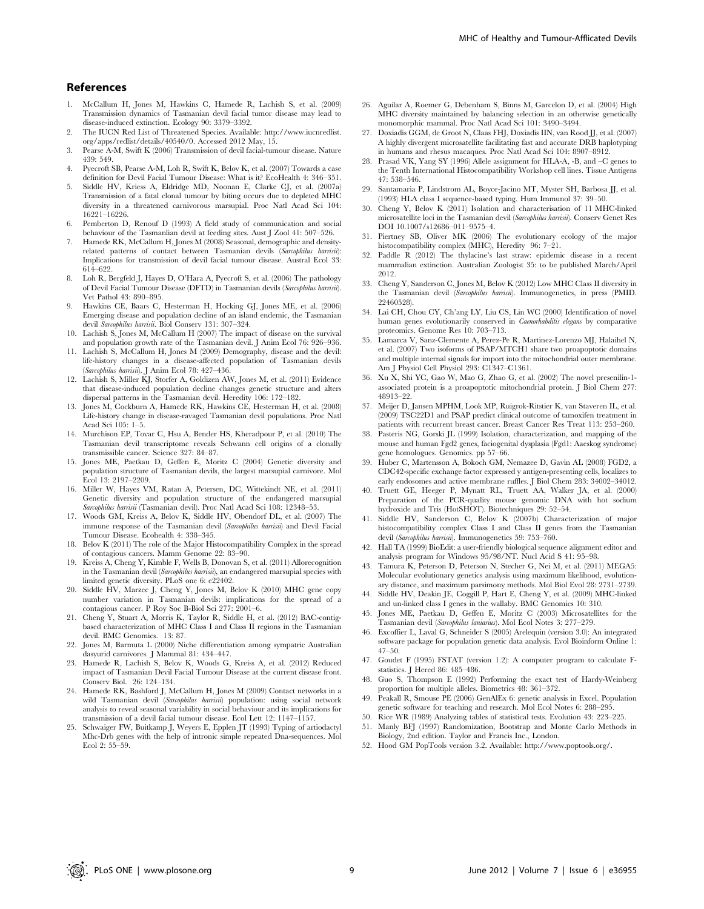## References

1. McCallum H, Jones M, Hawkins C, Hamede R, Lachish S, et al. (2009) Transmission dynamics of Tasmanian devil facial tumor disease may lead to disease-induced extinction. Ecology 90: 3379–3392.
2. The IUCN Red List of Threatened Species. Available: http://www.iucnredlist.org/apps/redlist/details/40540/0. Accessed 2012 May, 15.
3. Pearse A-M, Swift K (2006) Transmission of devil facial-tumour disease. Nature 439: 549.
4. Pyecroft SB, Pearse A-M, Loh R, Swift K, Belov K, et al. (2007) Towards a case definition for Devil Facial Tumour Disease: What is it? EcoHealth 4: 346–351.
5. Siddle HV, Kreiss A, Eldridge MD, Noonan E, Clarke CJ, et al. (2007a) Transmission of a fatal clonal tumour by biting occurs due to depleted MHC diversity in a threatened carnivorous marsupial. Proc Natl Acad Sci 104: 16221–16226.
6. Pemberton D, Renouf D (1993) A field study of communication and social behaviour of the Tasmanlian devil at feeding sites. Aust J Zool 41: 507–526.
7. Hamede RK, McCallum H, Jones M (2008) Seasonal, demographic and density-related patterns of contact between Tasmanian devils (*Sarcophilus harrisii*): Implications for transmission of devil facial tumour disease. Austral Ecol 33: 614–622.
8. Loh R, Bergfeld J, Hayes D, O'Hara A, Pyecroft S, et al. (2006) The pathology of Devil Facial Tumour Disease (DFTD) in Tasmanian devils (*Sarcophilus harrisii*). Vet Pathol 43: 890–895.
9. Hawkins CE, Baars C, Hesterman H, Hocking GJ, Jones ME, et al. (2006) Emerging disease and population decline of an island endemic, the Tasmanian devil *Sarcophilus harrisii*. Biol Conserv 131: 307–324.
10. Lachish S, Jones M, McCallum H (2007) The impact of disease on the survival and population growth rate of the Tasmanian devil. J Anim Ecol 76: 926–936.
11. Lachish S, McCallum H, Jones M (2009) Demography, disease and the devil: life-history changes in a disease-affected population of Tasmanian devils (*Sarcophilus harrisii*). J Anim Ecol 78: 427–436.
12. Lachish S, Miller KJ, Storfer A, Goldizen AW, Jones M, et al. (2011) Evidence that disease-induced population decline changes genetic structure and alters dispersal patterns in the Tasmanian devil. Heredity 106: 172–182.
13. Jones M, Cockburn A, Hamede RK, Hawkins CE, Hesterman H, et al. (2008) Life-history change in disease-ravaged Tasmanian devil populations. Proc Natl Acad Sci 105: 1–5.
14. Murchison EP, Tovar C, Hsu A, Bender HS, Kheradpour P, et al. (2010) The Tasmanian devil transcriptome reveals Schwann cell origins of a clonally transmissible cancer. Science 327: 84–87.
15. Jones ME, Paetkau D, Geffen E, Moritz C (2004) Genetic diversity and population structure of Tasmanian devils, the largest marsupial carnivore. Mol Ecol 13: 2197–2209.
16. Miller W, Hayes VM, Ratan A, Petersen, DC, Wittekindt NE, et al. (2011) Genetic diversity and population structure of the endangered marsupial *Sarcophilus harrisii* (Tasmanian devil). Proc Natl Acad Sci 108: 12348–53.
17. Woods GM, Kreiss A, Belov K, Siddle HV, Obendorf DL, et al. (2007) The immune response of the Tasmanian devil (*Sarcophilus harrisii*) and Devil Facial Tumour Disease. Ecohealth 4: 338–345.
18. Belov K (2011) The role of the Major Histocompatibility Complex in the spread of contagious cancers. Mamm Genome 22: 83–90.
19. Kreiss A, Cheng Y, Kimble F, Wells B, Donovan S, et al. (2011) Allorecognition in the Tasmanian devil (*Sarcophilus harrisii*), an endangered marsupial species with limited genetic diversity. PLoS one 6: e22402.
20. Siddle HV, Marzec J, Cheng Y, Jones M, Belov K (2010) MHC gene copy number variation in Tasmanian devils: implications for the spread of a contagious cancer. P Roy Soc B-Biol Sci 277: 2001–6.
21. Cheng Y, Stuart A, Morris K, Taylor R, Siddle H, et al. (2012) BAC-contig-based characterization of MHC Class I and Class II regions in the Tasmanian devil. BMC Genomics. 13: 87.
22. Jones M, Barmuta L (2000) Niche differentiation among sympatric Australian dasyurid carnivores. J Mammal 81: 434–447.
23. Hamede R, Lachish S, Belov K, Woods G, Kreiss A, et al. (2012) Reduced impact of Tasmanian Devil Facial Tumour Disease at the current disease front. Conserv Biol. 26: 124–134.
24. Hamede RK, Bashford J, McCallum H, Jones M (2009) Contact networks in a wild Tasmanian devil (*Sarcophilus harrisii*) population: using social network analysis to reveal seasonal variability in social behaviour and its implications for transmission of a devil facial tumour disease. Ecol Lett 12: 1147–1157.
25. Schwaiger FW, Buitkamp J, Weyers E, Epplen JT (1993) Typing of artiodactyl Mhc-Drb genes with the help of intronic simple repeated Dna-sequences. Mol Ecol 2: 55–59.
26. Aguilar A, Roemer G, Debenham S, Binns M, Garcelon D, et al. (2004) High MHC diversity maintained by balancing selection in an otherwise genetically monomorphic mammal. Proc Natl Acad Sci 101: 3490–3494.
27. Doxiadis GGM, de Groot N, Claas FHJ, Doxiadis IIN, van Rood JJ, et al. (2007) A highly divergent microsatellite facilitating fast and accurate DRB haplotyping in humans and rhesus macaques. Proc Natl Acad Sci 104: 8907–8912.
28. Prasad VK, Yang SY (1996) Allele assignment for HLA-A, -B, and –C genes to the Tenth International Histocompatibility Workshop cell lines. Tissue Antigens 47: 538–546.
29. Santamaria P, Lindstrom AL, Boyce-Jacino MT, Myster SH, Barbosa JJ, et al. (1993) HLA class I sequence-based typing. Hum Immunol 37: 39–50.
30. Cheng Y, Belov K (2011) Isolation and characterisation of 11 MHC-linked microsatellite loci in the Tasmanian devil (*Sarcophilus harrisii*). Conserv Genet Res DOI 10.1007/s12686-011-9575-4.
31. Piertney SB, Oliver MK (2006) The evolutionary ecology of the major histocompatibility complex (MHC), Heredity 96: 7–21.
32. Paddle R (2012) The thylacine's last straw: epidemic disease in a recent mammalian extinction. Australian Zoologist 35: to be published March/April 2012.
33. Cheng Y, Sanderson C, Jones M, Belov K (2012) Low MHC Class II diversity in the Tasmanian devil (*Sarcophilus harrisii*). Immunogenetics, in press (PMID. 22460528).
34. Lai CH, Chou CY, Ch'ang LY, Liu CS, Lin WC (2000) Identification of novel human genes evolutionarily conserved in *Caenorhabditis elegans* by comparative proteomics. Genome Res 10: 703–713.
35. Lamarca V, Sanz-Clemente A, Perez-Pe R, Martinez-Lorenzo MJ, Halaihel N, et al. (2007) Two isoforms of PSAP/MTCH1 share two proapoptotic domains and multiple internal signals for import into the mitochondrial outer membrane. Am J Physiol Cell Physiol 293: C1347–C1361.
36. Xu X, Shi YC, Gao W, Mao G, Zhao G, et al. (2002) The novel presenilin-1-associated protein is a proapoptotic mitochondrial protein. J Biol Chem 277: 48913–22.
37. Meijer D, Jansen MPHM, Look MP, Ruigrok-Ritstier K, van Staveren IL, et al. (2009) TSC22D1 and PSAP predict clinical outcome of tamoxifen treatment in patients with recurrent breast cancer. Breast Cancer Res Treat 113: 253–260.
38. Pasteris NG, Gorski JL (1999) Isolation, characterization, and mapping of the mouse and human Fgd2 genes, faciogenital dysplasia (Fgd1: Aaeskog syndrome) gene homologues. Genomics. pp 57–66.
39. Huber C, Martensson A, Bokoch GM, Nemazee D, Gavin AL (2008) FGD2, a CDC42-specific exchange factor expressed y antigen-presenting cells, localizes to early endosomes and active membrane ruffles. J Biol Chem 283: 34002–34012.
40. Truett GE, Heeger P, Mynatt RL, Truett AA, Walker JA, et al. (2000) Preparation of the PCR-quality mouse genomic DNA with hot sodium hydroxide and Tris (HotSHOT). Biotechniques 29: 52–54.
41. Siddle HV, Sanderson C, Belov K (2007b) Characterization of major histocompatibility complex Class I and Class II genes from the Tasmanian devil (*Sarcophilus harrisii*). Immunogenetics 59: 753–760.
42. Hall TA (1999) BioEdit: a user-friendly biological sequence alignment editor and analysis program for Windows 95/98/NT. Nucl Acid S 41: 95–98.
43. Tamura K, Peterson D, Peterson N, Stecher G, Nei M, et al. (2011) MEGA5: Molecular evolutionary genetics analysis using maximum likelihood, evolutionary distance, and maximum parsimony methods. Mol Biol Evol 28: 2731–2739.
44. Siddle HV, Deakin JE, Coggill P, Hart E, Cheng Y, et al. (2009) MHC-linked and un-linked class I genes in the wallaby. BMC Genomics 10: 310.
45. Jones ME, Paetkau D, Geffen E, Moritz C (2003) Microsatellites for the Tasmanian devil (*Sarcophilus laniarius*). Mol Ecol Notes 3: 277–279.
46. Excoffier L, Laval G, Schneider S (2005) Arlequin (version 3.0): An integrated software package for population genetic data analysis. Evol Bioinform Online 1: 47–50.
47. Goudet F (1995) FSTAT (version 1.2): A computer program to calculate F-statistics. J Hered 86: 485–486.
48. Guo S, Thompson E (1992) Performing the exact test of Hardy-Weinberg proportion for multiple alleles. Biometrics 48: 361–372.
49. Peakall R, Smouse PE (2006) GenAlEx 6: genetic analysis in Excel. Population genetic software for teaching and research. Mol Ecol Notes 6: 288–295.
50. Rice WR (1989) Analyzing tables of statistical tests. Evolution 43: 223–225.
51. Manly BFJ (1997) Randomization, Bootstrap and Monte Carlo Methods in Biology, 2nd edition. Taylor and Francis Inc., London.
52. Hood GM PopTools version 3.2. Available: http://www.poptools.org/.